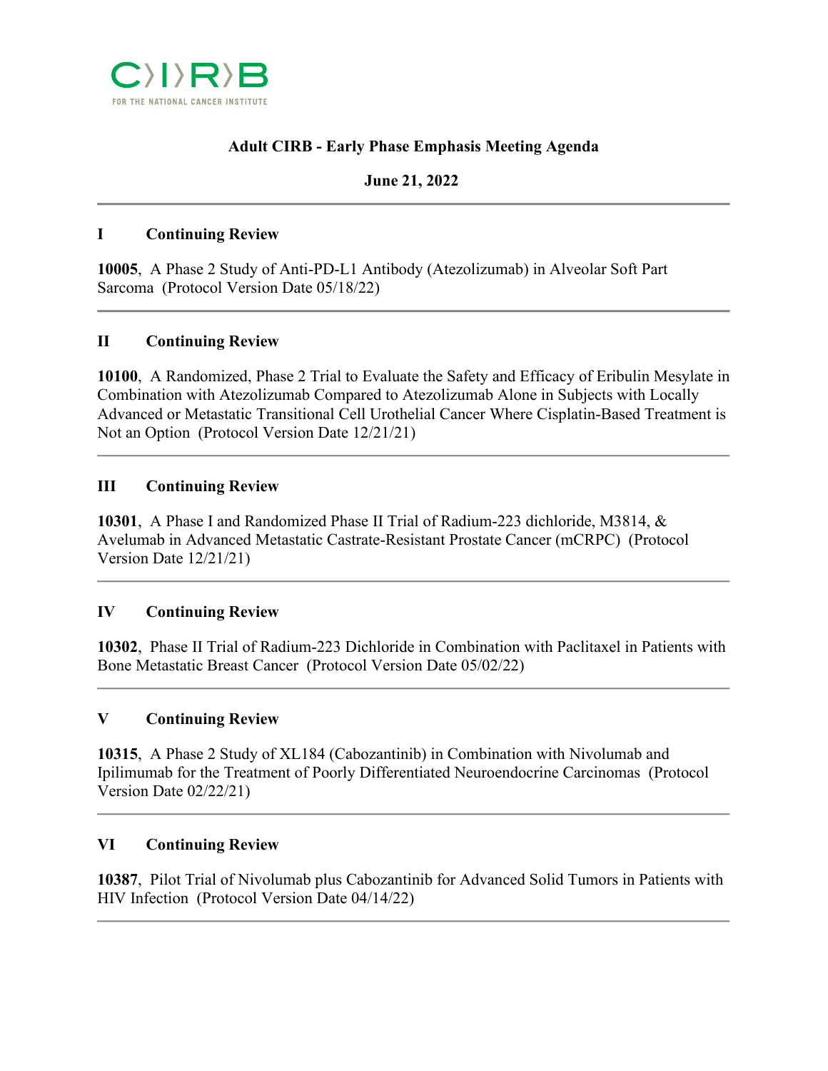CIRB FOR THE NATIONAL CANCER INSTITUTE

# Adult CIRB - Early Phase Emphasis Meeting Agenda

**June 21, 2022**

---

## I Continuing Review

**10005**, A Phase 2 Study of Anti-PD-L1 Antibody (Atezolizumab) in Alveolar Soft Part Sarcoma (Protocol Version Date 05/18/22)

---

## II Continuing Review

**10100**, A Randomized, Phase 2 Trial to Evaluate the Safety and Efficacy of Eribulin Mesylate in Combination with Atezolizumab Compared to Atezolizumab Alone in Subjects with Locally Advanced or Metastatic Transitional Cell Urothelial Cancer Where Cisplatin-Based Treatment is Not an Option (Protocol Version Date 12/21/21)

---

## III Continuing Review

**10301**, A Phase I and Randomized Phase II Trial of Radium-223 dichloride, M3814, & Avelumab in Advanced Metastatic Castrate-Resistant Prostate Cancer (mCRPC) (Protocol Version Date 12/21/21)

---

## IV Continuing Review

**10302**, Phase II Trial of Radium-223 Dichloride in Combination with Paclitaxel in Patients with Bone Metastatic Breast Cancer (Protocol Version Date 05/02/22)

---

## V Continuing Review

**10315**, A Phase 2 Study of XL184 (Cabozantinib) in Combination with Nivolumab and Ipilimumab for the Treatment of Poorly Differentiated Neuroendocrine Carcinomas (Protocol Version Date 02/22/21)

---

## VI Continuing Review

**10387**, Pilot Trial of Nivolumab plus Cabozantinib for Advanced Solid Tumors in Patients with HIV Infection (Protocol Version Date 04/14/22)

---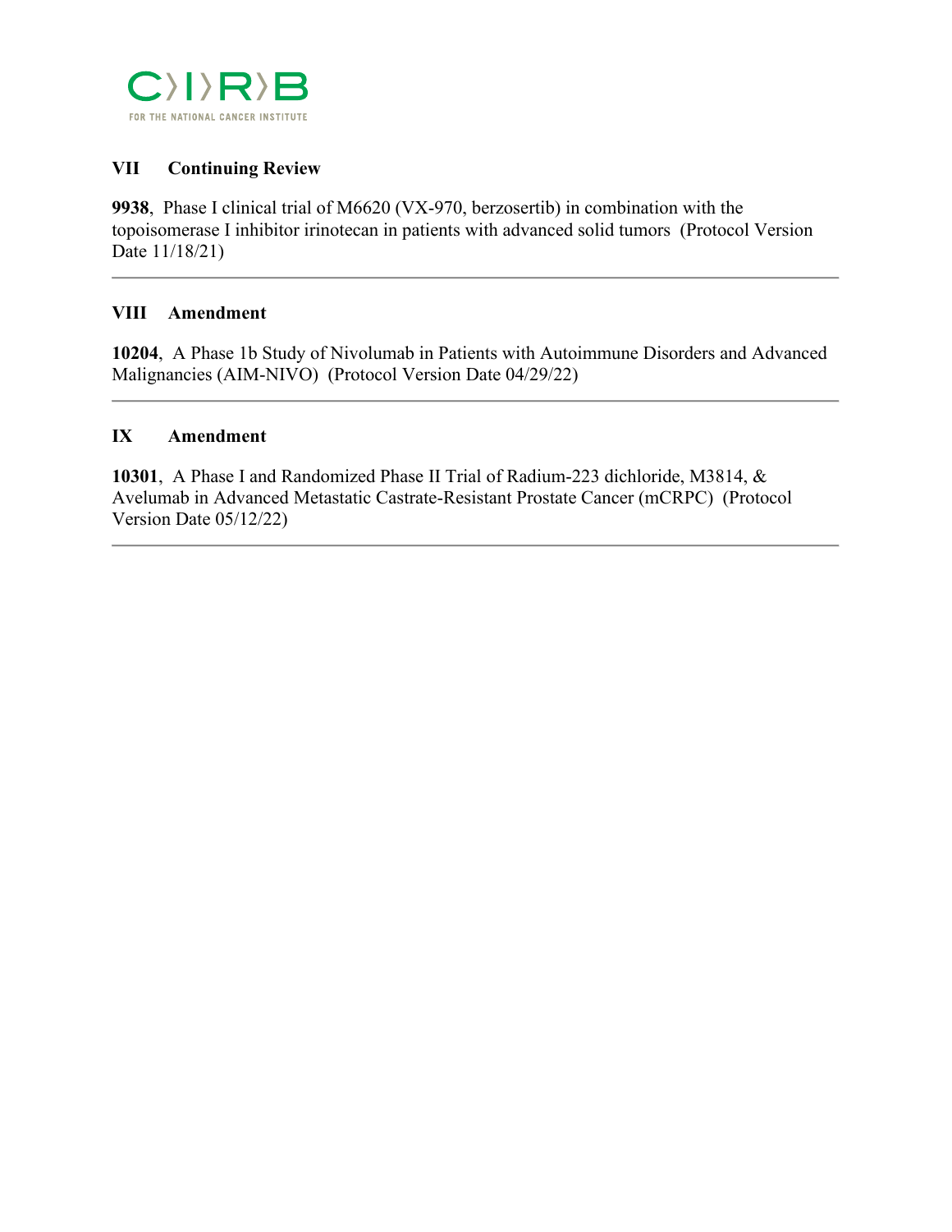## VII Continuing Review

**9938**, Phase I clinical trial of M6620 (VX-970, berzosertib) in combination with the topoisomerase I inhibitor irinotecan in patients with advanced solid tumors (Protocol Version Date 11/18/21)

---

## VIII Amendment

**10204**, A Phase 1b Study of Nivolumab in Patients with Autoimmune Disorders and Advanced Malignancies (AIM-NIVO) (Protocol Version Date 04/29/22)

---

## IX Amendment

**10301**, A Phase I and Randomized Phase II Trial of Radium-223 dichloride, M3814, & Avelumab in Advanced Metastatic Castrate-Resistant Prostate Cancer (mCRPC) (Protocol Version Date 05/12/22)

---